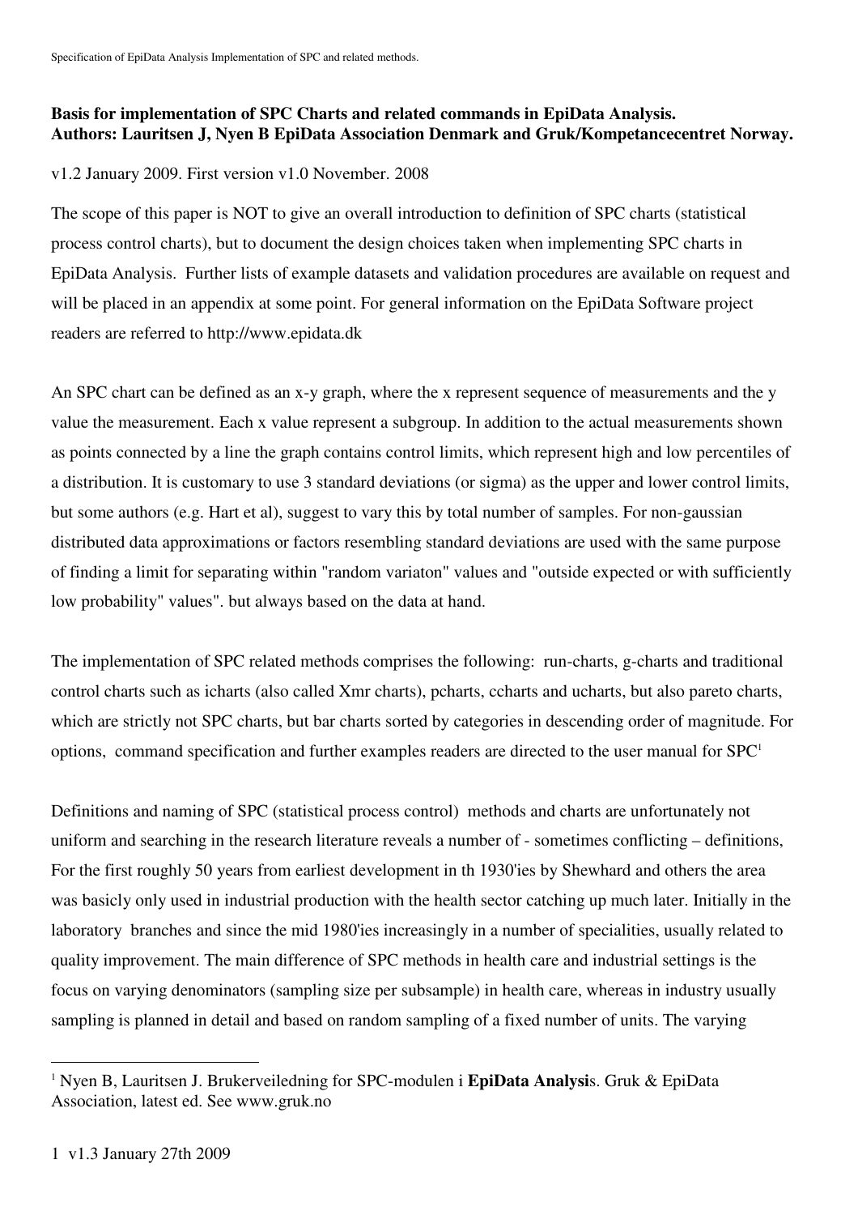**Basis for implementation of SPC Charts and related commands in EpiData Analysis.**
**Authors: Lauritsen J, Nyen B EpiData Association Denmark and Gruk/Kompetancecentret Norway.**

v1.2 January 2009. First version v1.0 November. 2008

The scope of this paper is NOT to give an overall introduction to definition of SPC charts (statistical process control charts), but to document the design choices taken when implementing SPC charts in EpiData Analysis. Further lists of example datasets and validation procedures are available on request and will be placed in an appendix at some point. For general information on the EpiData Software project readers are referred to http://www.epidata.dk

An SPC chart can be defined as an x-y graph, where the x represent sequence of measurements and the y value the measurement. Each x value represent a subgroup. In addition to the actual measurements shown as points connected by a line the graph contains control limits, which represent high and low percentiles of a distribution. It is customary to use 3 standard deviations (or sigma) as the upper and lower control limits, but some authors (e.g. Hart et al), suggest to vary this by total number of samples. For non-gaussian distributed data approximations or factors resembling standard deviations are used with the same purpose of finding a limit for separating within "random variaton" values and "outside expected or with sufficiently low probability" values". but always based on the data at hand.

The implementation of SPC related methods comprises the following: run-charts, g-charts and traditional control charts such as icharts (also called Xmr charts), pcharts, ccharts and ucharts, but also pareto charts, which are strictly not SPC charts, but bar charts sorted by categories in descending order of magnitude. For options, command specification and further examples readers are directed to the user manual for SPC[1]

Definitions and naming of SPC (statistical process control) methods and charts are unfortunately not uniform and searching in the research literature reveals a number of - sometimes conflicting – definitions, For the first roughly 50 years from earliest development in th 1930'ies by Shewhard and others the area was basicly only used in industrial production with the health sector catching up much later. Initially in the laboratory branches and since the mid 1980'ies increasingly in a number of specialities, usually related to quality improvement. The main difference of SPC methods in health care and industrial settings is the focus on varying denominators (sampling size per subsample) in health care, whereas in industry usually sampling is planned in detail and based on random sampling of a fixed number of units. The varying

[1] Nyen B, Lauritsen J. Brukerveiledning for SPC-modulen i **EpiData Analysi**s. Gruk & EpiData Association, latest ed. See www.gruk.no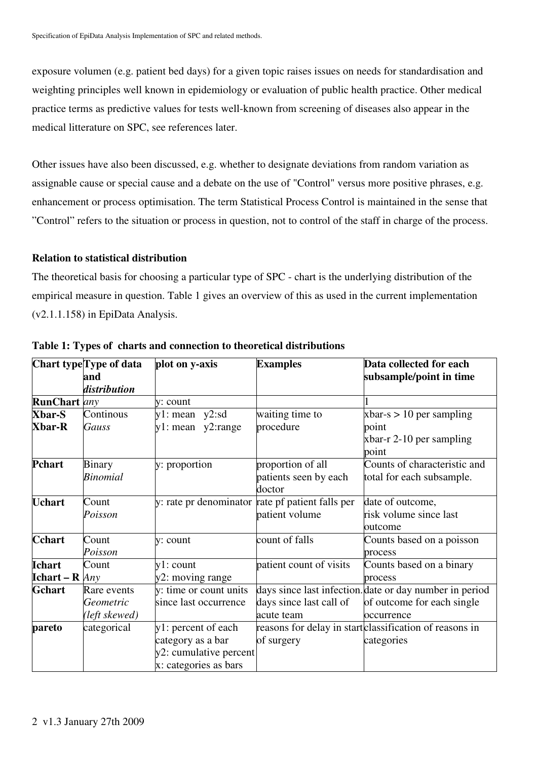exposure volumen (e.g. patient bed days) for a given topic raises issues on needs for standardisation and weighting principles well known in epidemiology or evaluation of public health practice. Other medical practice terms as predictive values for tests well-known from screening of diseases also appear in the medical litterature on SPC, see references later.

Other issues have also been discussed, e.g. whether to designate deviations from random variation as assignable cause or special cause and a debate on the use of "Control" versus more positive phrases, e.g. enhancement or process optimisation. The term Statistical Process Control is maintained in the sense that "Control" refers to the situation or process in question, not to control of the staff in charge of the process.

**Relation to statistical distribution**

The theoretical basis for choosing a particular type of SPC - chart is the underlying distribution of the empirical measure in question. Table 1 gives an overview of this as used in the current implementation (v2.1.1.158) in EpiData Analysis.

**Table 1: Types of charts and connection to theoretical distributions**

| Chart type | Type of data and *distribution* | plot on y-axis | Examples | Data collected for each subsample/point in time |
|---|---|---|---|---|
| **RunChart** | *any* | y: count | | 1 |
| **Xbar-S**<br>**Xbar-R** | Continous<br>*Gauss* | y1: mean y2:sd<br>y1: mean y2:range | waiting time to procedure | xbar-s > 10 per sampling point<br>xbar-r 2-10 per sampling point |
| **Pchart** | Binary<br>*Binomial* | y: proportion | proportion of all patients seen by each doctor | Counts of characteristic and total for each subsample. |
| **Uchart** | Count<br>*Poisson* | y: rate pr denominator | rate pf patient falls per patient volume | date of outcome, risk volume since last outcome |
| **Cchart** | Count<br>*Poisson* | y: count | count of falls | Counts based on a poisson process |
| **Ichart**<br>**Ichart – R** | Count<br>*Any* | y1: count<br>y2: moving range | patient count of visits | Counts based on a binary process |
| **Gchart** | Rare events<br>*Geometric (left skewed)* | y: time or count units since last occurrence | days since last infection. days since last call of acute team | date or day number in period of outcome for each single occurrence |
| **pareto** | categorical | y1: percent of each category as a bar<br>y2: cumulative percent<br>x: categories as bars | reasons for delay in start of surgery | classification of reasons in categories |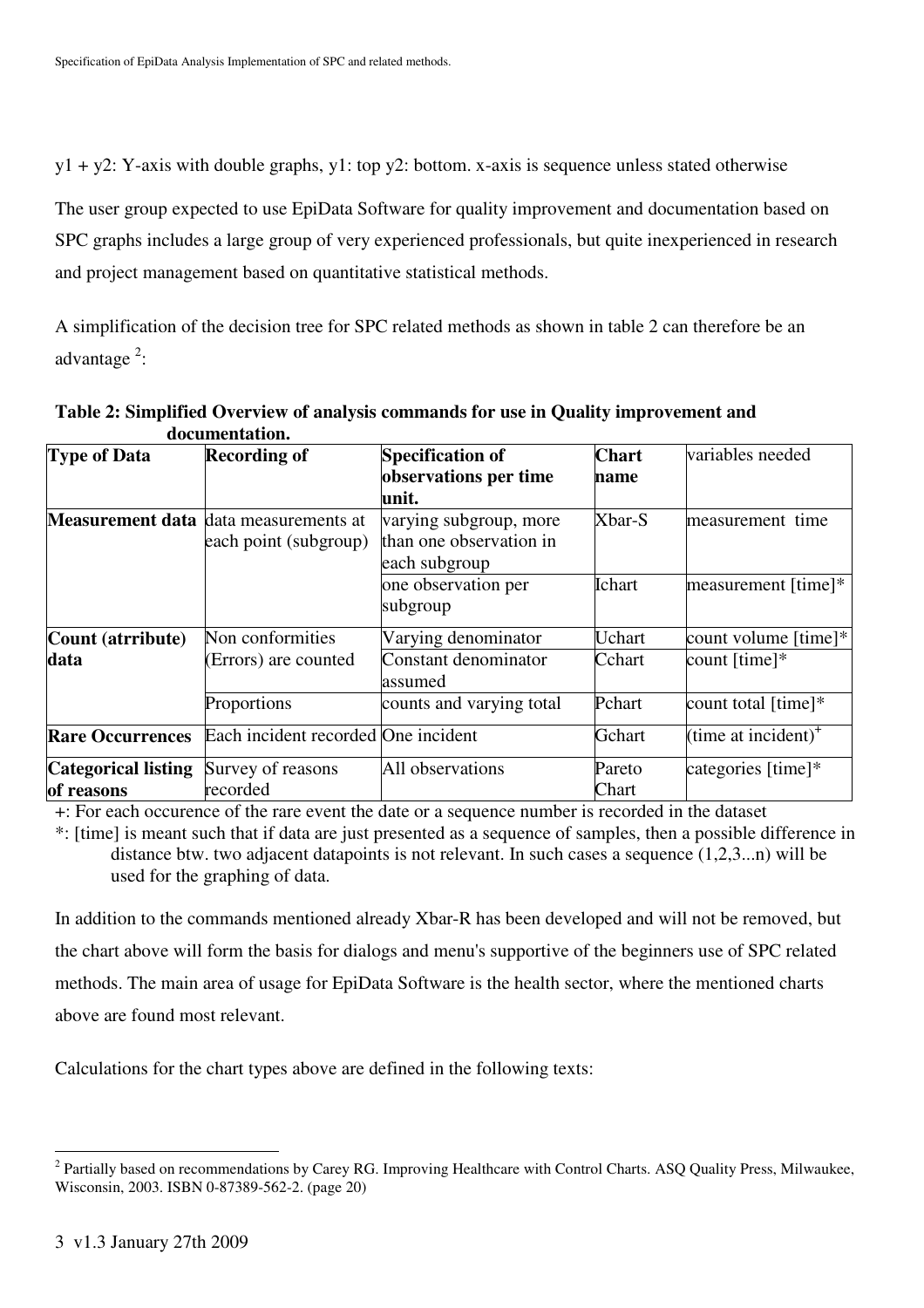y1 + y2: Y-axis with double graphs, y1: top y2: bottom. x-axis is sequence unless stated otherwise

The user group expected to use EpiData Software for quality improvement and documentation based on SPC graphs includes a large group of very experienced professionals, but quite inexperienced in research and project management based on quantitative statistical methods.

A simplification of the decision tree for SPC related methods as shown in table 2 can therefore be an advantage [2]:

**Table 2: Simplified Overview of analysis commands for use in Quality improvement and documentation.**

| **Type of Data** | **Recording of** | **Specification of observations per time unit.** | **Chart name** | variables needed |
|---|---|---|---|---|
| **Measurement data** | data measurements at each point (subgroup) | varying subgroup, more than one observation in each subgroup | Xbar-S | measurement time |
| | | one observation per subgroup | Ichart | measurement [time]* |
| **Count (atrribute) data** | Non conformities (Errors) are counted | Varying denominator | Uchart | count volume [time]* |
| | | Constant denominator assumed | Cchart | count [time]* |
| | Proportions | counts and varying total | Pchart | count total [time]* |
| **Rare Occurrences** | Each incident recorded | One incident | Gchart | (time at incident)+ |
| **Categorical listing of reasons** | Survey of reasons recorded | All observations | Pareto Chart | categories [time]* |

+: For each occurence of the rare event the date or a sequence number is recorded in the dataset

*: [time] is meant such that if data are just presented as a sequence of samples, then a possible difference in distance btw. two adjacent datapoints is not relevant. In such cases a sequence (1,2,3...n) will be used for the graphing of data.

In addition to the commands mentioned already Xbar-R has been developed and will not be removed, but the chart above will form the basis for dialogs and menu's supportive of the beginners use of SPC related methods. The main area of usage for EpiData Software is the health sector, where the mentioned charts above are found most relevant.

Calculations for the chart types above are defined in the following texts:

[2] Partially based on recommendations by Carey RG. Improving Healthcare with Control Charts. ASQ Quality Press, Milwaukee, Wisconsin, 2003. ISBN 0-87389-562-2. (page 20)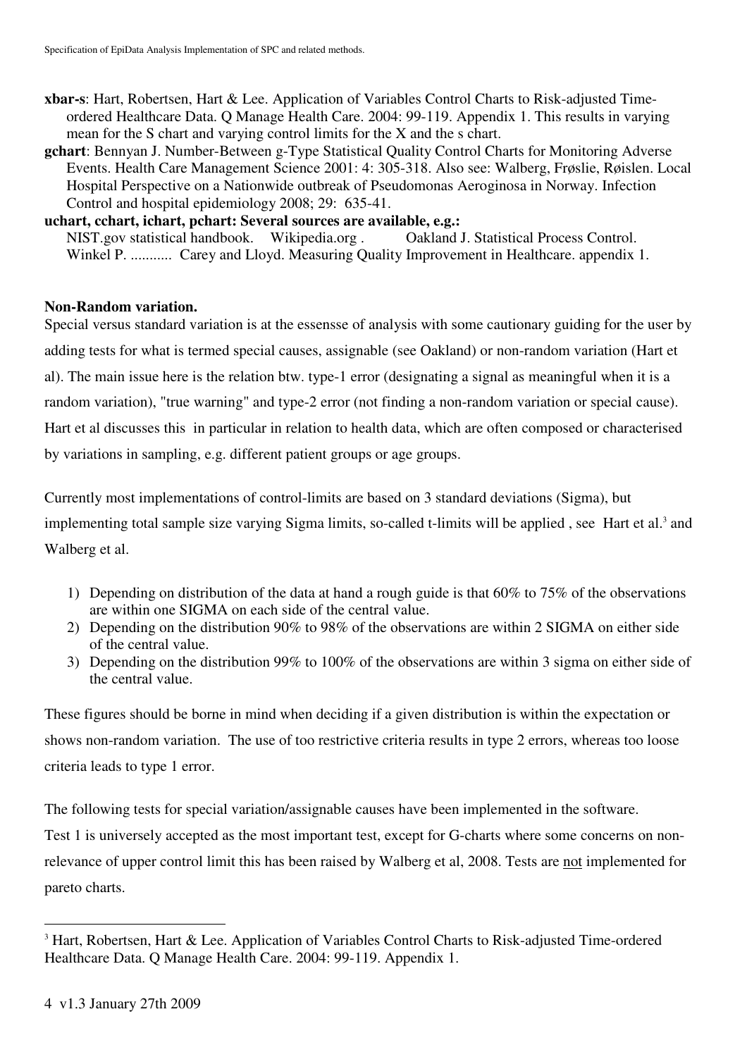**xbar-s**: Hart, Robertsen, Hart & Lee. Application of Variables Control Charts to Risk-adjusted Time-ordered Healthcare Data. Q Manage Health Care. 2004: 99-119. Appendix 1. This results in varying mean for the S chart and varying control limits for the X and the s chart.

**gchart**: Bennyan J. Number-Between g-Type Statistical Quality Control Charts for Monitoring Adverse Events. Health Care Management Science 2001: 4: 305-318. Also see: Walberg, Frøslie, Røislen. Local Hospital Perspective on a Nationwide outbreak of Pseudomonas Aeroginosa in Norway. Infection Control and hospital epidemiology 2008; 29: 635-41.

**uchart, cchart, ichart, pchart: Several sources are available, e.g.:**
NIST.gov statistical handbook. Wikipedia.org . Oakland J. Statistical Process Control. Winkel P. ........... Carey and Lloyd. Measuring Quality Improvement in Healthcare. appendix 1.

**Non-Random variation.**

Special versus standard variation is at the essensse of analysis with some cautionary guiding for the user by adding tests for what is termed special causes, assignable (see Oakland) or non-random variation (Hart et al). The main issue here is the relation btw. type-1 error (designating a signal as meaningful when it is a random variation), "true warning" and type-2 error (not finding a non-random variation or special cause). Hart et al discusses this in particular in relation to health data, which are often composed or characterised by variations in sampling, e.g. different patient groups or age groups.

Currently most implementations of control-limits are based on 3 standard deviations (Sigma), but implementing total sample size varying Sigma limits, so-called t-limits will be applied , see Hart et al.[3] and Walberg et al.

1) Depending on distribution of the data at hand a rough guide is that 60% to 75% of the observations are within one SIGMA on each side of the central value.
2) Depending on the distribution 90% to 98% of the observations are within 2 SIGMA on either side of the central value.
3) Depending on the distribution 99% to 100% of the observations are within 3 sigma on either side of the central value.

These figures should be borne in mind when deciding if a given distribution is within the expectation or shows non-random variation. The use of too restrictive criteria results in type 2 errors, whereas too loose criteria leads to type 1 error.

The following tests for special variation/assignable causes have been implemented in the software.
Test 1 is universely accepted as the most important test, except for G-charts where some concerns on non-relevance of upper control limit this has been raised by Walberg et al, 2008. Tests are <u>not</u> implemented for pareto charts.

[3] Hart, Robertsen, Hart & Lee. Application of Variables Control Charts to Risk-adjusted Time-ordered Healthcare Data. Q Manage Health Care. 2004: 99-119. Appendix 1.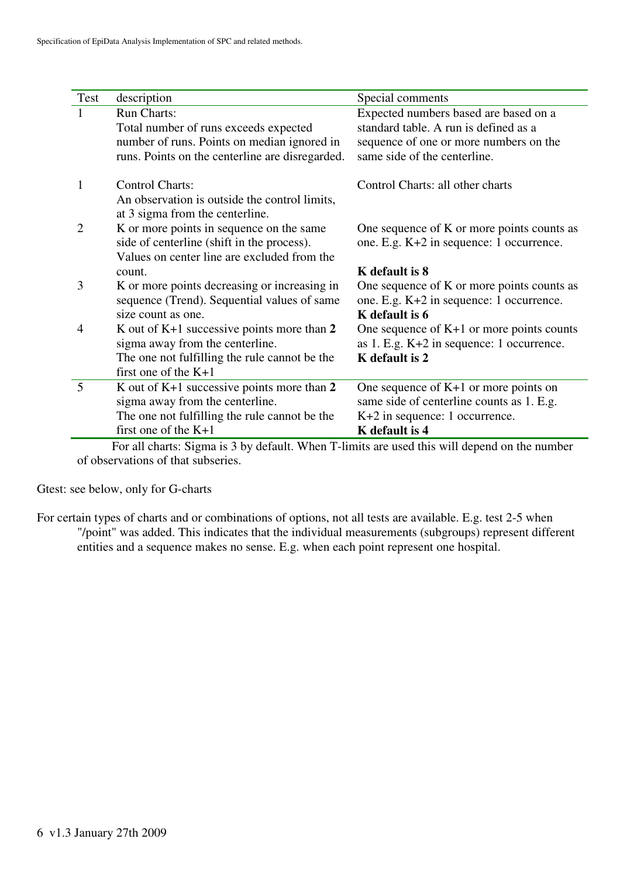| Test | description | Special comments |
|---|---|---|
| 1 | Run Charts:<br>Total number of runs exceeds expected number of runs. Points on median ignored in runs. Points on the centerline are disregarded. | Expected numbers based are based on a standard table. A run is defined as a sequence of one or more numbers on the same side of the centerline. |
| 1 | Control Charts:<br>An observation is outside the control limits, at 3 sigma from the centerline. | Control Charts: all other charts |
| 2 | K or more points in sequence on the same side of centerline (shift in the process). Values on center line are excluded from the count. | One sequence of K or more points counts as one. E.g. K+2 in sequence: 1 occurrence.<br>**K default is 8** |
| 3 | K or more points decreasing or increasing in sequence (Trend). Sequential values of same size count as one. | One sequence of K or more points counts as one. E.g. K+2 in sequence: 1 occurrence.<br>**K default is 6** |
| 4 | K out of K+1 successive points more than **2** sigma away from the centerline.<br>The one not fulfilling the rule cannot be the first one of the K+1 | One sequence of K+1 or more points counts as 1. E.g. K+2 in sequence: 1 occurrence.<br>**K default is 2** |
| 5 | K out of K+1 successive points more than **2** sigma away from the centerline.<br>The one not fulfilling the rule cannot be the first one of the K+1 | One sequence of K+1 or more points on same side of centerline counts as 1. E.g. K+2 in sequence: 1 occurrence.<br>**K default is 4** |

For all charts: Sigma is 3 by default. When T-limits are used this will depend on the number of observations of that subseries.

Gtest: see below, only for G-charts

For certain types of charts and or combinations of options, not all tests are available. E.g. test 2-5 when "/point" was added. This indicates that the individual measurements (subgroups) represent different entities and a sequence makes no sense. E.g. when each point represent one hospital.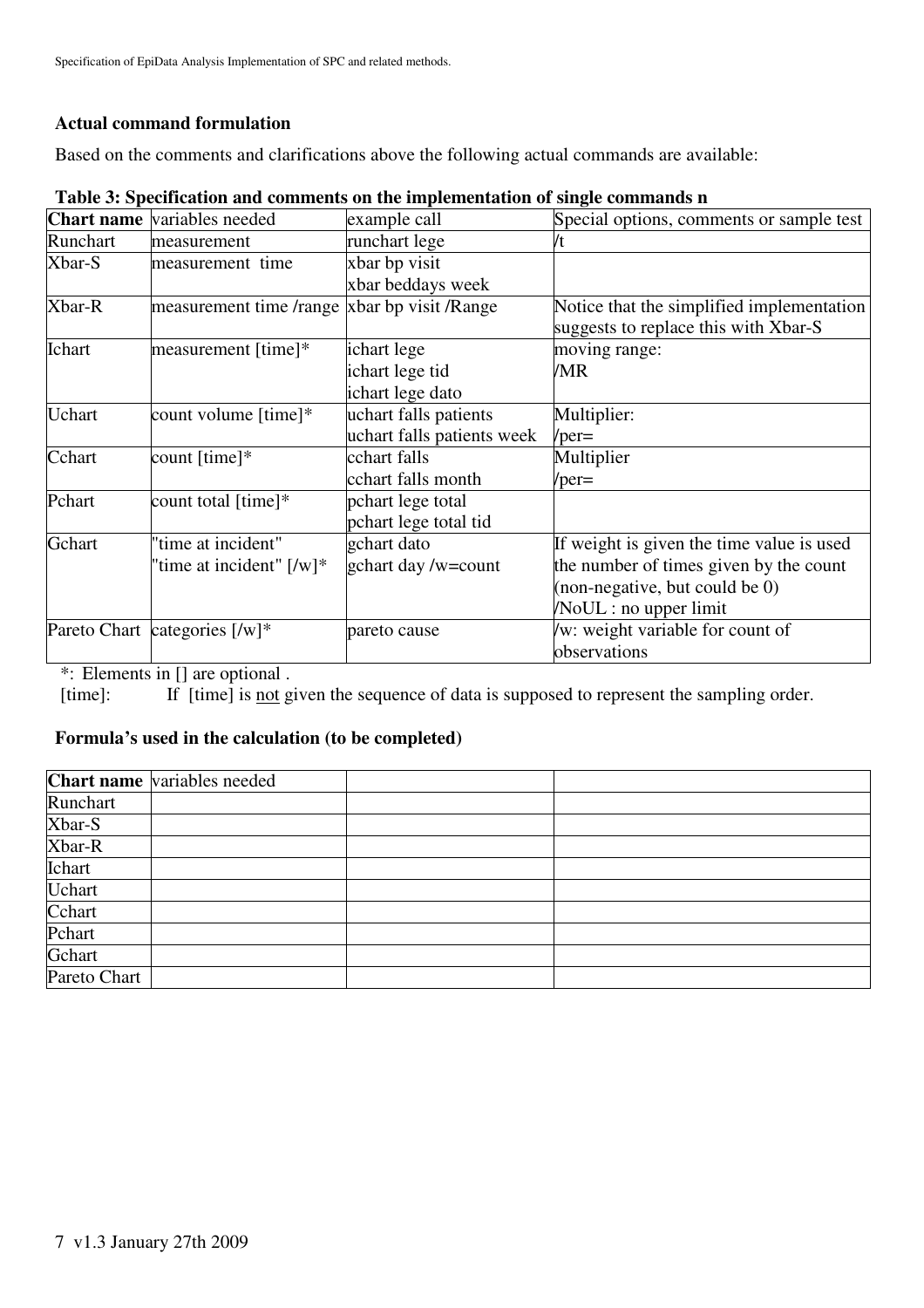### Actual command formulation

Based on the comments and clarifications above the following actual commands are available:

**Table 3: Specification and comments on the implementation of single commands n**

| Chart name | variables needed | example call | Special options, comments or sample test |
|---|---|---|---|
| Runchart | measurement | runchart lege | /t |
| Xbar-S | measurement time | xbar bp visit<br>xbar beddays week | |
| Xbar-R | measurement time /range | xbar bp visit /Range | Notice that the simplified implementation suggests to replace this with Xbar-S |
| Ichart | measurement [time]* | ichart lege<br>ichart lege tid<br>ichart lege dato | moving range:<br>/MR |
| Uchart | count volume [time]* | uchart falls patients<br>uchart falls patients week | Multiplier:<br>/per= |
| Cchart | count [time]* | cchart falls<br>cchart falls month | Multiplier<br>/per= |
| Pchart | count total [time]* | pchart lege total<br>pchart lege total tid | |
| Gchart | "time at incident"<br>"time at incident" [/w]* | gchart dato<br>gchart day /w=count | If weight is given the time value is used the number of times given by the count (non-negative, but could be 0)<br>/NoUL : no upper limit |
| Pareto Chart | categories [/w]* | pareto cause | /w: weight variable for count of observations |

*: Elements in [] are optional .

[time]: If [time] is not given the sequence of data is supposed to represent the sampling order.

### Formula's used in the calculation (to be completed)

| Chart name | variables needed | | |
|---|---|---|---|
| Runchart | | | |
| Xbar-S | | | |
| Xbar-R | | | |
| Ichart | | | |
| Uchart | | | |
| Cchart | | | |
| Pchart | | | |
| Gchart | | | |
| Pareto Chart | | | |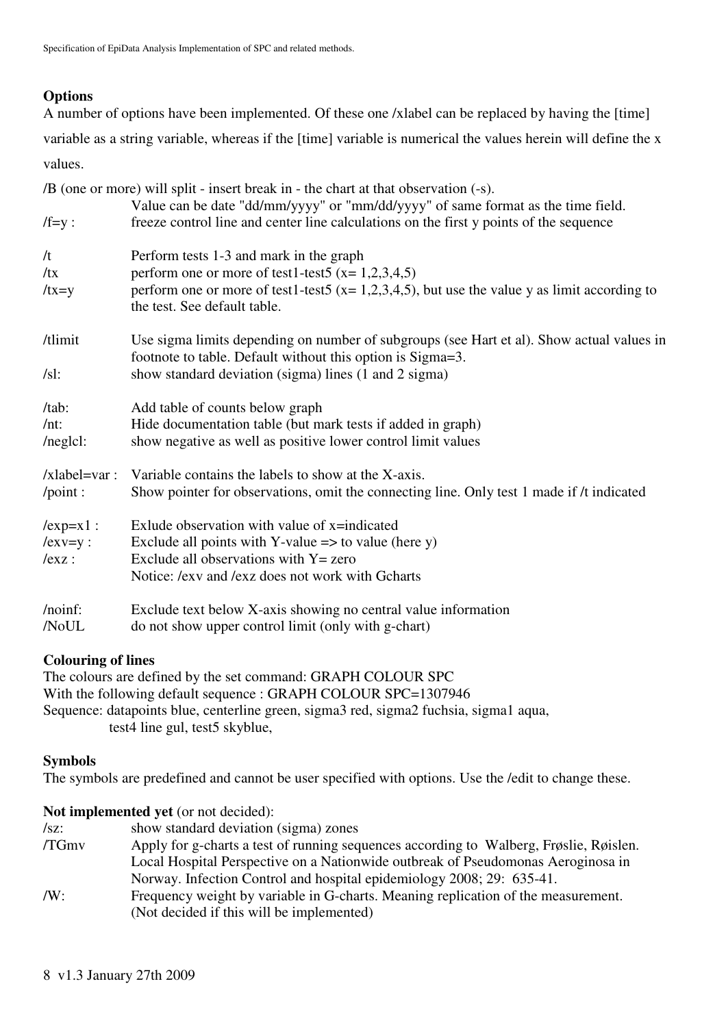**Options**

A number of options have been implemented. Of these one /xlabel can be replaced by having the [time] variable as a string variable, whereas if the [time] variable is numerical the values herein will define the x values.

/B (one or more) will split - insert break in - the chart at that observation (-s).
Value can be date "dd/mm/yyyy" or "mm/dd/yyyy" of same format as the time field.

| | |
|---|---|
| /f=y : | freeze control line and center line calculations on the first y points of the sequence |
| /t | Perform tests 1-3 and mark in the graph |
| /tx | perform one or more of test1-test5 (x= 1,2,3,4,5) |
| /tx=y | perform one or more of test1-test5 (x= 1,2,3,4,5), but use the value y as limit according to the test. See default table. |
| /tlimit | Use sigma limits depending on number of subgroups (see Hart et al). Show actual values in footnote to table. Default without this option is Sigma=3. |
| /sl: | show standard deviation (sigma) lines (1 and 2 sigma) |
| /tab: | Add table of counts below graph |
| /nt: | Hide documentation table (but mark tests if added in graph) |
| /neglcl: | show negative as well as positive lower control limit values |
| /xlabel=var : | Variable contains the labels to show at the X-axis. |
| /point : | Show pointer for observations, omit the connecting line. Only test 1 made if /t indicated |
| /exp=x1 : | Exlude observation with value of x=indicated |
| /exv=y : | Exclude all points with Y-value => to value (here y) |
| /exz : | Exclude all observations with Y= zero<br>Notice: /exv and /exz does not work with Gcharts |
| /noinf: | Exclude text below X-axis showing no central value information |
| /NoUL | do not show upper control limit (only with g-chart) |

**Colouring of lines**

The colours are defined by the set command: GRAPH COLOUR SPC
With the following default sequence : GRAPH COLOUR SPC=1307946
Sequence: datapoints blue, centerline green, sigma3 red, sigma2 fuchsia, sigma1 aqua,
test4 line gul, test5 skyblue,

**Symbols**

The symbols are predefined and cannot be user specified with options. Use the /edit to change these.

**Not implemented yet** (or not decided):

| | |
|---|---|
| /sz: | show standard deviation (sigma) zones |
| /TGmv | Apply for g-charts a test of running sequences according to Walberg, Frøslie, Røislen. Local Hospital Perspective on a Nationwide outbreak of Pseudomonas Aeroginosa in Norway. Infection Control and hospital epidemiology 2008; 29: 635-41. |
| /W: | Frequency weight by variable in G-charts. Meaning replication of the measurement. (Not decided if this will be implemented) |